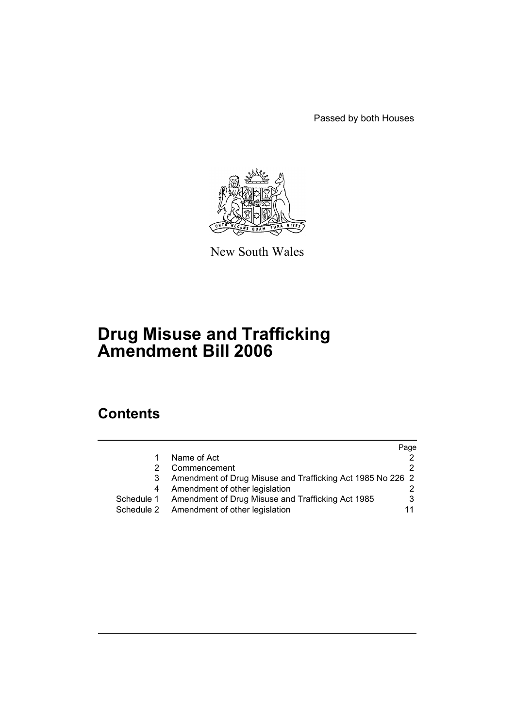Passed by both Houses

New South Wales

# Drug Misuse and Trafficking Amendment Bill 2006

## Contents

| | | Page |
|---|---|---|
| 1 | Name of Act | 2 |
| 2 | Commencement | 2 |
| 3 | Amendment of Drug Misuse and Trafficking Act 1985 No 226 | 2 |
| 4 | Amendment of other legislation | 2 |
| Schedule 1 | Amendment of Drug Misuse and Trafficking Act 1985 | 3 |
| Schedule 2 | Amendment of other legislation | 11 |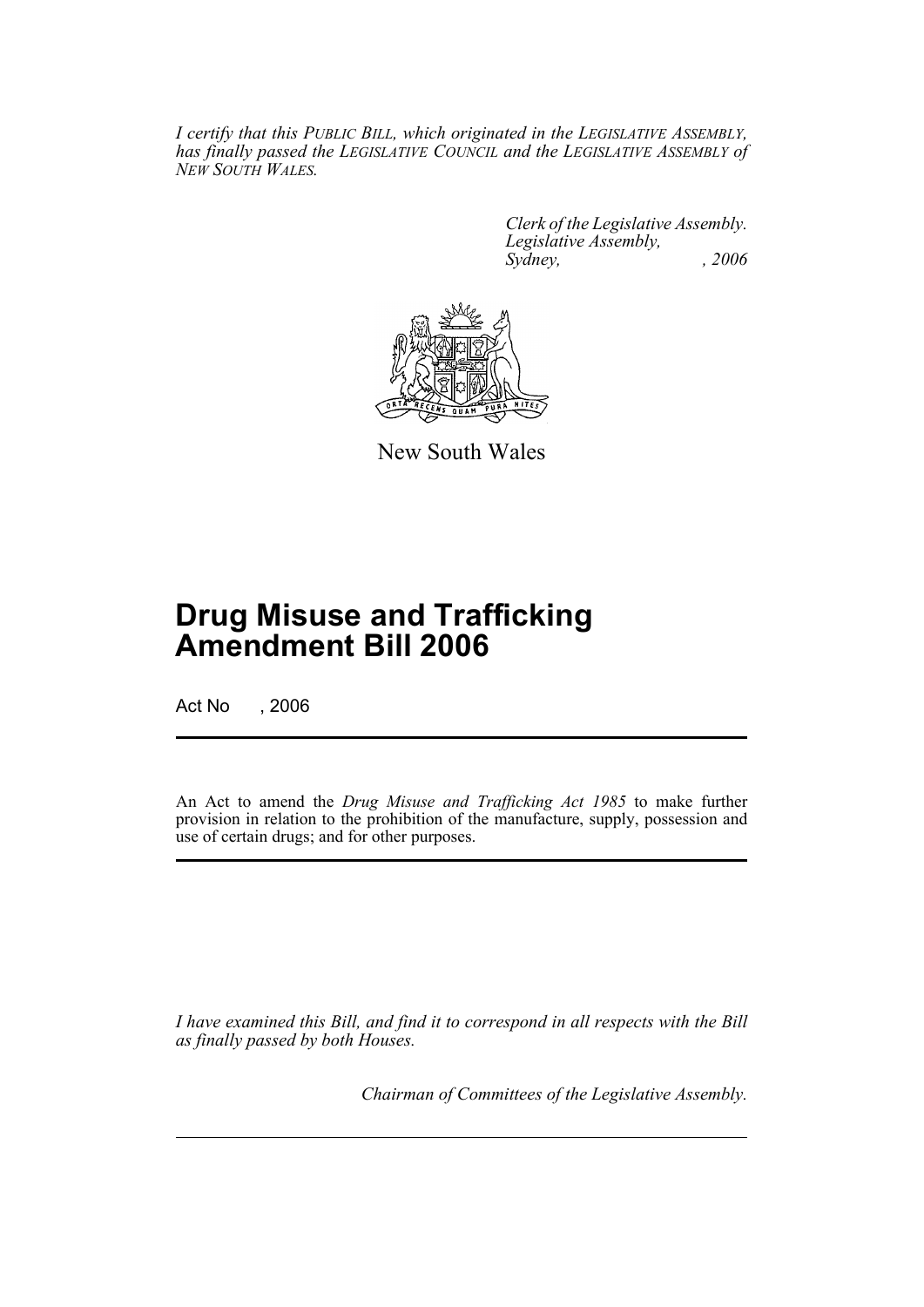*I certify that this PUBLIC BILL, which originated in the LEGISLATIVE ASSEMBLY, has finally passed the LEGISLATIVE COUNCIL and the LEGISLATIVE ASSEMBLY of NEW SOUTH WALES.*

*Clerk of the Legislative Assembly.*
*Legislative Assembly,*
*Sydney, , 2006*

New South Wales

# Drug Misuse and Trafficking Amendment Bill 2006

Act No , 2006

An Act to amend the *Drug Misuse and Trafficking Act 1985* to make further provision in relation to the prohibition of the manufacture, supply, possession and use of certain drugs; and for other purposes.

*I have examined this Bill, and find it to correspond in all respects with the Bill as finally passed by both Houses.*

*Chairman of Committees of the Legislative Assembly.*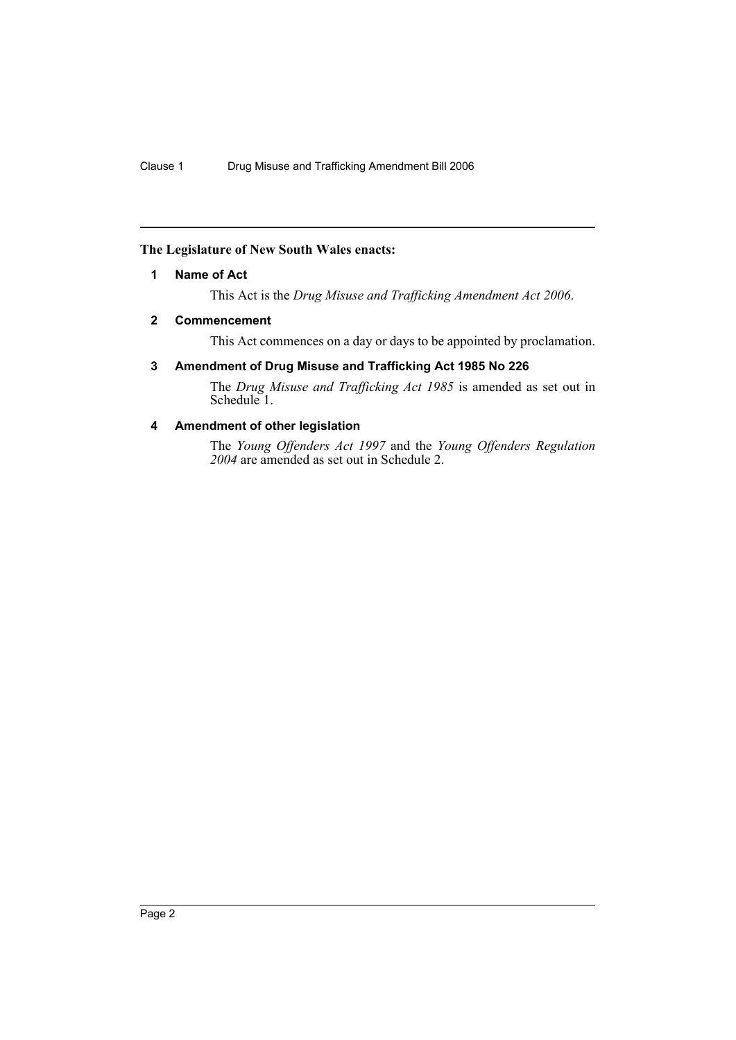**The Legislature of New South Wales enacts:**

**1 Name of Act**

This Act is the *Drug Misuse and Trafficking Amendment Act 2006*.

**2 Commencement**

This Act commences on a day or days to be appointed by proclamation.

**3 Amendment of Drug Misuse and Trafficking Act 1985 No 226**

The *Drug Misuse and Trafficking Act 1985* is amended as set out in Schedule 1.

**4 Amendment of other legislation**

The *Young Offenders Act 1997* and the *Young Offenders Regulation 2004* are amended as set out in Schedule 2.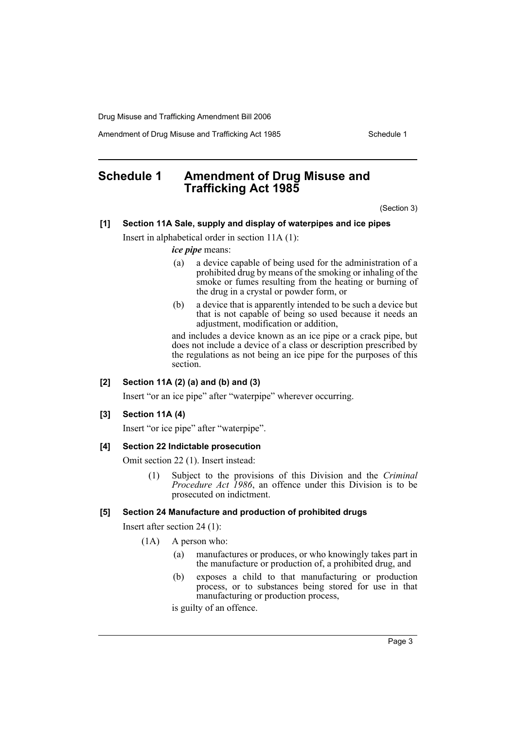## Schedule 1 Amendment of Drug Misuse and Trafficking Act 1985

(Section 3)

**[1] Section 11A Sale, supply and display of waterpipes and ice pipes**

Insert in alphabetical order in section 11A (1):

***ice pipe*** means:

(a) a device capable of being used for the administration of a prohibited drug by means of the smoking or inhaling of the smoke or fumes resulting from the heating or burning of the drug in a crystal or powder form, or

(b) a device that is apparently intended to be such a device but that is not capable of being so used because it needs an adjustment, modification or addition,

and includes a device known as an ice pipe or a crack pipe, but does not include a device of a class or description prescribed by the regulations as not being an ice pipe for the purposes of this section.

**[2] Section 11A (2) (a) and (b) and (3)**

Insert "or an ice pipe" after "waterpipe" wherever occurring.

**[3] Section 11A (4)**

Insert "or ice pipe" after "waterpipe".

**[4] Section 22 Indictable prosecution**

Omit section 22 (1). Insert instead:

(1) Subject to the provisions of this Division and the *Criminal Procedure Act 1986*, an offence under this Division is to be prosecuted on indictment.

**[5] Section 24 Manufacture and production of prohibited drugs**

Insert after section 24 (1):

(1A) A person who:

(a) manufactures or produces, or who knowingly takes part in the manufacture or production of, a prohibited drug, and

(b) exposes a child to that manufacturing or production process, or to substances being stored for use in that manufacturing or production process,

is guilty of an offence.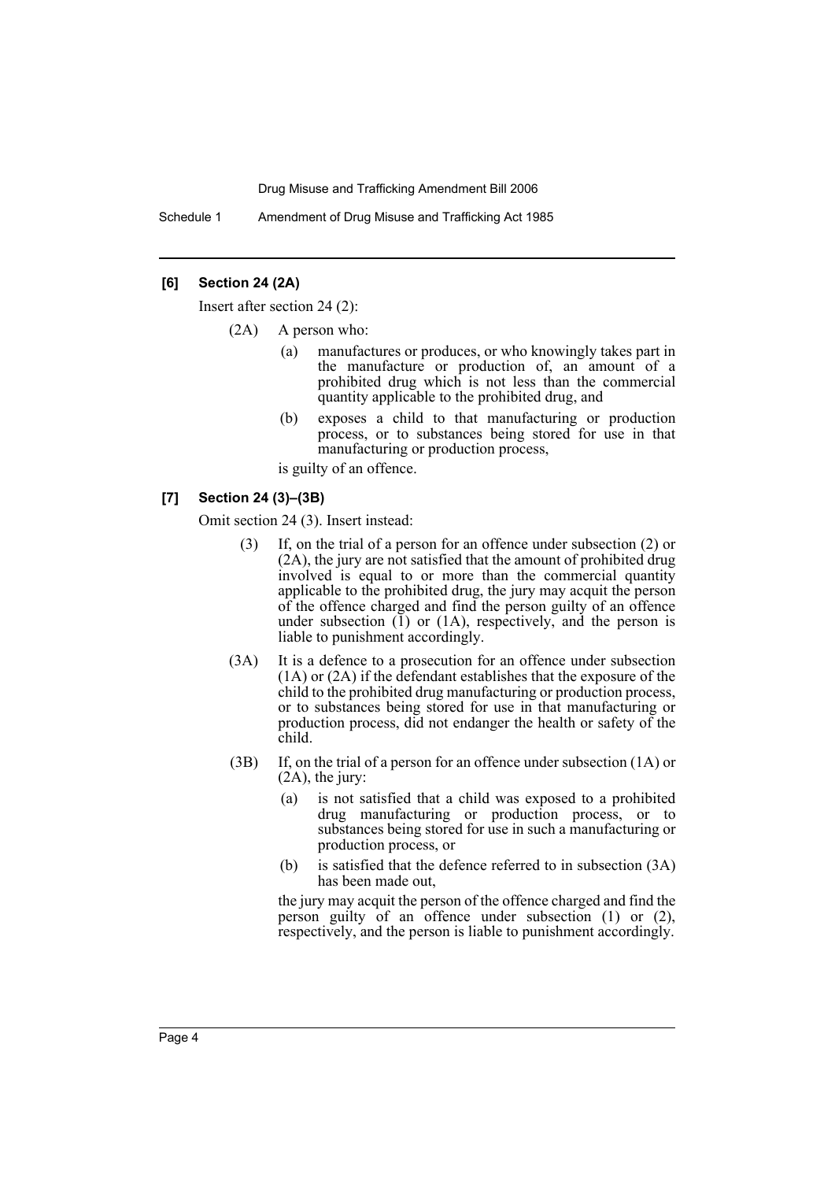**[6] Section 24 (2A)**

Insert after section 24 (2):

(2A) A person who:

(a) manufactures or produces, or who knowingly takes part in the manufacture or production of, an amount of a prohibited drug which is not less than the commercial quantity applicable to the prohibited drug, and

(b) exposes a child to that manufacturing or production process, or to substances being stored for use in that manufacturing or production process,

is guilty of an offence.

**[7] Section 24 (3)–(3B)**

Omit section 24 (3). Insert instead:

(3) If, on the trial of a person for an offence under subsection (2) or (2A), the jury are not satisfied that the amount of prohibited drug involved is equal to or more than the commercial quantity applicable to the prohibited drug, the jury may acquit the person of the offence charged and find the person guilty of an offence under subsection (1) or (1A), respectively, and the person is liable to punishment accordingly.

(3A) It is a defence to a prosecution for an offence under subsection (1A) or (2A) if the defendant establishes that the exposure of the child to the prohibited drug manufacturing or production process, or to substances being stored for use in that manufacturing or production process, did not endanger the health or safety of the child.

(3B) If, on the trial of a person for an offence under subsection (1A) or (2A), the jury:

(a) is not satisfied that a child was exposed to a prohibited drug manufacturing or production process, or to substances being stored for use in such a manufacturing or production process, or

(b) is satisfied that the defence referred to in subsection (3A) has been made out,

the jury may acquit the person of the offence charged and find the person guilty of an offence under subsection (1) or (2), respectively, and the person is liable to punishment accordingly.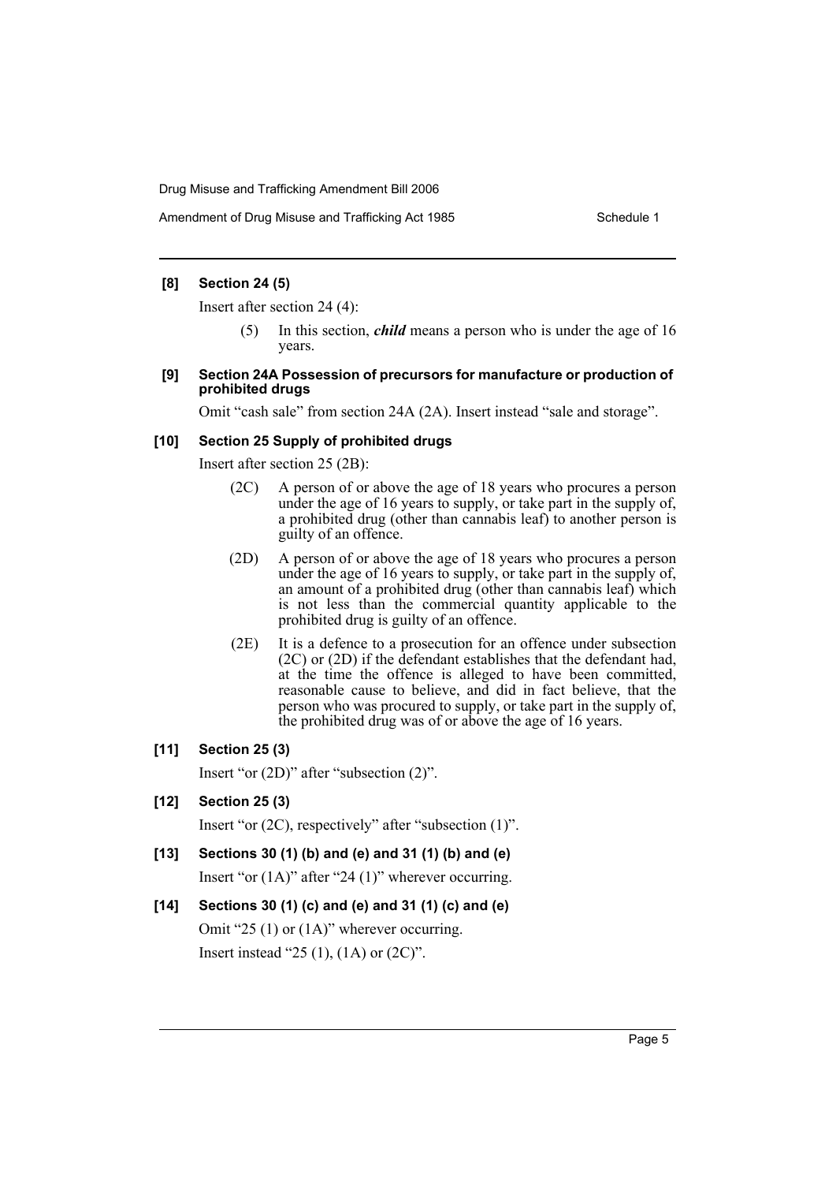**[8] Section 24 (5)**

Insert after section 24 (4):

> (5) In this section, ***child*** means a person who is under the age of 16 years.

**[9] Section 24A Possession of precursors for manufacture or production of prohibited drugs**

Omit "cash sale" from section 24A (2A). Insert instead "sale and storage".

**[10] Section 25 Supply of prohibited drugs**

Insert after section 25 (2B):

> (2C) A person of or above the age of 18 years who procures a person under the age of 16 years to supply, or take part in the supply of, a prohibited drug (other than cannabis leaf) to another person is guilty of an offence.
>
> (2D) A person of or above the age of 18 years who procures a person under the age of 16 years to supply, or take part in the supply of, an amount of a prohibited drug (other than cannabis leaf) which is not less than the commercial quantity applicable to the prohibited drug is guilty of an offence.
>
> (2E) It is a defence to a prosecution for an offence under subsection (2C) or (2D) if the defendant establishes that the defendant had, at the time the offence is alleged to have been committed, reasonable cause to believe, and did in fact believe, that the person who was procured to supply, or take part in the supply of, the prohibited drug was of or above the age of 16 years.

**[11] Section 25 (3)**

Insert "or (2D)" after "subsection (2)".

**[12] Section 25 (3)**

Insert "or (2C), respectively" after "subsection (1)".

**[13] Sections 30 (1) (b) and (e) and 31 (1) (b) and (e)**

Insert "or (1A)" after "24 (1)" wherever occurring.

**[14] Sections 30 (1) (c) and (e) and 31 (1) (c) and (e)**

Omit "25 (1) or (1A)" wherever occurring.

Insert instead "25 (1), (1A) or (2C)".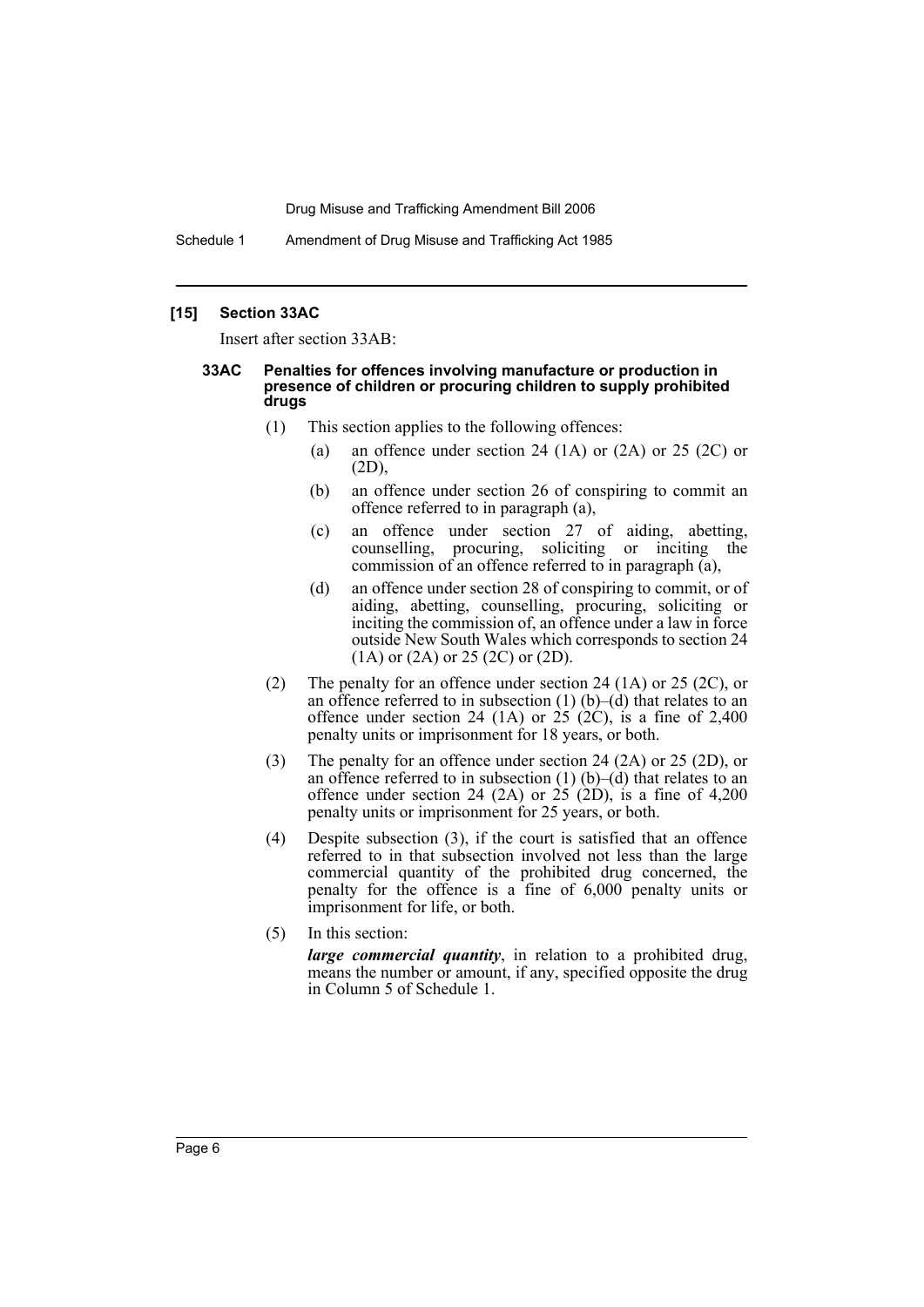## [15] Section 33AC

Insert after section 33AB:

### 33AC Penalties for offences involving manufacture or production in presence of children or procuring children to supply prohibited drugs

(1) This section applies to the following offences:

- (a) an offence under section 24 (1A) or (2A) or 25 (2C) or (2D),
- (b) an offence under section 26 of conspiring to commit an offence referred to in paragraph (a),
- (c) an offence under section 27 of aiding, abetting, counselling, procuring, soliciting or inciting the commission of an offence referred to in paragraph (a),
- (d) an offence under section 28 of conspiring to commit, or of aiding, abetting, counselling, procuring, soliciting or inciting the commission of, an offence under a law in force outside New South Wales which corresponds to section 24 (1A) or (2A) or 25 (2C) or (2D).

(2) The penalty for an offence under section 24 (1A) or 25 (2C), or an offence referred to in subsection (1) (b)–(d) that relates to an offence under section 24 (1A) or 25 (2C), is a fine of 2,400 penalty units or imprisonment for 18 years, or both.

(3) The penalty for an offence under section 24 (2A) or 25 (2D), or an offence referred to in subsection (1) (b)–(d) that relates to an offence under section 24 (2A) or 25 (2D), is a fine of 4,200 penalty units or imprisonment for 25 years, or both.

(4) Despite subsection (3), if the court is satisfied that an offence referred to in that subsection involved not less than the large commercial quantity of the prohibited drug concerned, the penalty for the offence is a fine of 6,000 penalty units or imprisonment for life, or both.

(5) In this section:

***large commercial quantity***, in relation to a prohibited drug, means the number or amount, if any, specified opposite the drug in Column 5 of Schedule 1.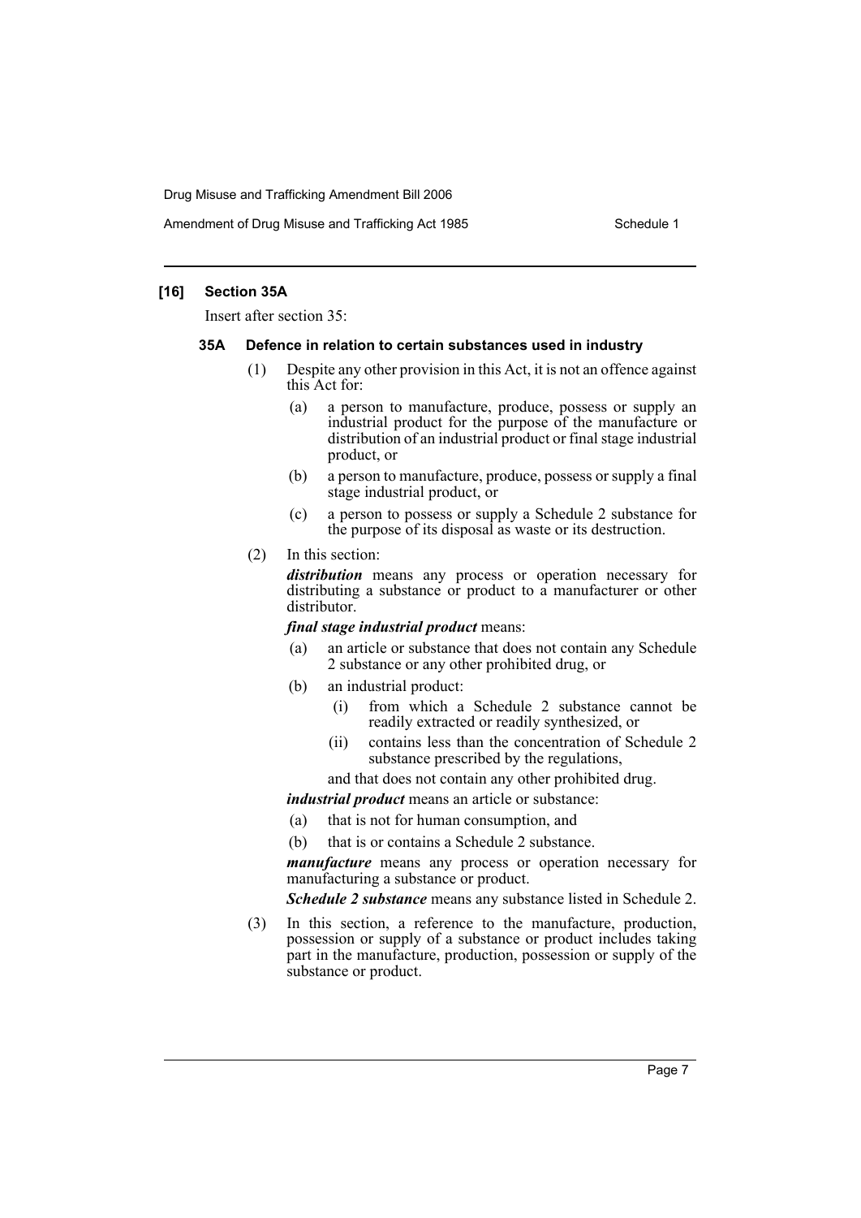### [16] Section 35A

Insert after section 35:

#### 35A Defence in relation to certain substances used in industry

(1) Despite any other provision in this Act, it is not an offence against this Act for:

- (a) a person to manufacture, produce, possess or supply an industrial product for the purpose of the manufacture or distribution of an industrial product or final stage industrial product, or
- (b) a person to manufacture, produce, possess or supply a final stage industrial product, or
- (c) a person to possess or supply a Schedule 2 substance for the purpose of its disposal as waste or its destruction.

(2) In this section:

***distribution*** means any process or operation necessary for distributing a substance or product to a manufacturer or other distributor.

***final stage industrial product*** means:

- (a) an article or substance that does not contain any Schedule 2 substance or any other prohibited drug, or
- (b) an industrial product:
  - (i) from which a Schedule 2 substance cannot be readily extracted or readily synthesized, or
  - (ii) contains less than the concentration of Schedule 2 substance prescribed by the regulations,

  and that does not contain any other prohibited drug.

***industrial product*** means an article or substance:

- (a) that is not for human consumption, and
- (b) that is or contains a Schedule 2 substance.

***manufacture*** means any process or operation necessary for manufacturing a substance or product.

***Schedule 2 substance*** means any substance listed in Schedule 2.

(3) In this section, a reference to the manufacture, production, possession or supply of a substance or product includes taking part in the manufacture, production, possession or supply of the substance or product.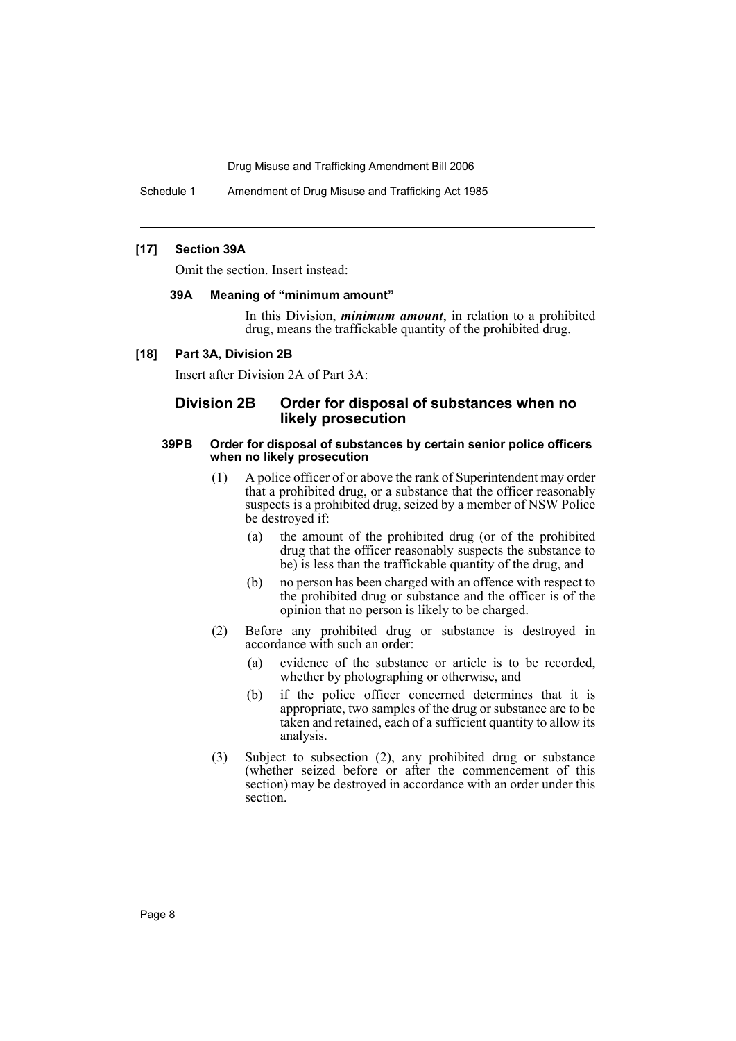#### [17] Section 39A

Omit the section. Insert instead:

**39A Meaning of "minimum amount"**

In this Division, ***minimum amount***, in relation to a prohibited drug, means the traffickable quantity of the prohibited drug.

#### [18] Part 3A, Division 2B

Insert after Division 2A of Part 3A:

### Division 2B Order for disposal of substances when no likely prosecution

**39PB Order for disposal of substances by certain senior police officers when no likely prosecution**

(1) A police officer of or above the rank of Superintendent may order that a prohibited drug, or a substance that the officer reasonably suspects is a prohibited drug, seized by a member of NSW Police be destroyed if:

- (a) the amount of the prohibited drug (or of the prohibited drug that the officer reasonably suspects the substance to be) is less than the traffickable quantity of the drug, and
- (b) no person has been charged with an offence with respect to the prohibited drug or substance and the officer is of the opinion that no person is likely to be charged.

(2) Before any prohibited drug or substance is destroyed in accordance with such an order:

- (a) evidence of the substance or article is to be recorded, whether by photographing or otherwise, and
- (b) if the police officer concerned determines that it is appropriate, two samples of the drug or substance are to be taken and retained, each of a sufficient quantity to allow its analysis.

(3) Subject to subsection (2), any prohibited drug or substance (whether seized before or after the commencement of this section) may be destroyed in accordance with an order under this section.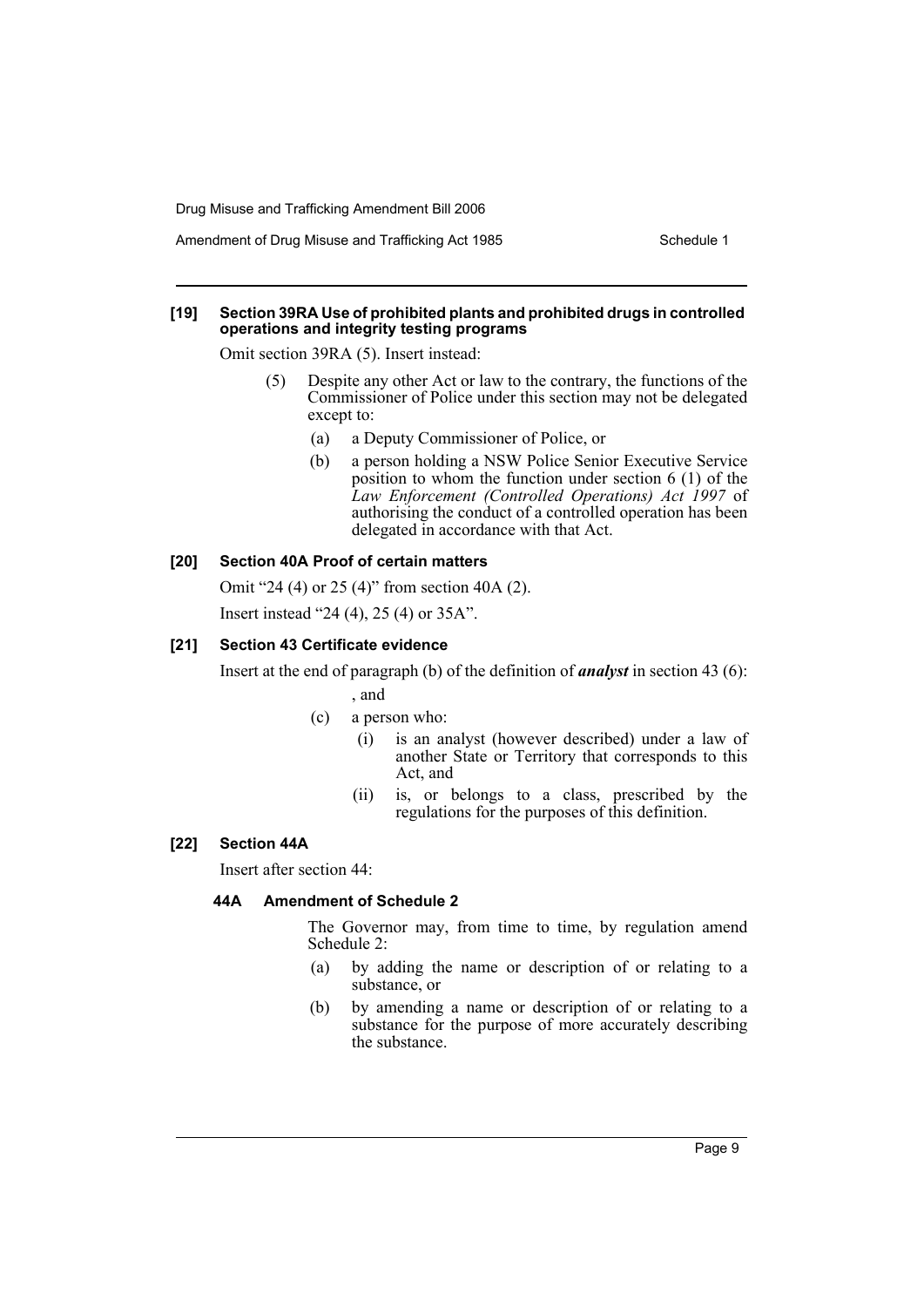**[19] Section 39RA Use of prohibited plants and prohibited drugs in controlled operations and integrity testing programs**

Omit section 39RA (5). Insert instead:

(5) Despite any other Act or law to the contrary, the functions of the Commissioner of Police under this section may not be delegated except to:

(a) a Deputy Commissioner of Police, or

(b) a person holding a NSW Police Senior Executive Service position to whom the function under section 6 (1) of the *Law Enforcement (Controlled Operations) Act 1997* of authorising the conduct of a controlled operation has been delegated in accordance with that Act.

**[20] Section 40A Proof of certain matters**

Omit "24 (4) or 25 (4)" from section 40A (2).

Insert instead "24 (4), 25 (4) or 35A".

**[21] Section 43 Certificate evidence**

Insert at the end of paragraph (b) of the definition of ***analyst*** in section 43 (6):

, and

(c) a person who:

(i) is an analyst (however described) under a law of another State or Territory that corresponds to this Act, and

(ii) is, or belongs to a class, prescribed by the regulations for the purposes of this definition.

**[22] Section 44A**

Insert after section 44:

**44A Amendment of Schedule 2**

The Governor may, from time to time, by regulation amend Schedule 2:

(a) by adding the name or description of or relating to a substance, or

(b) by amending a name or description of or relating to a substance for the purpose of more accurately describing the substance.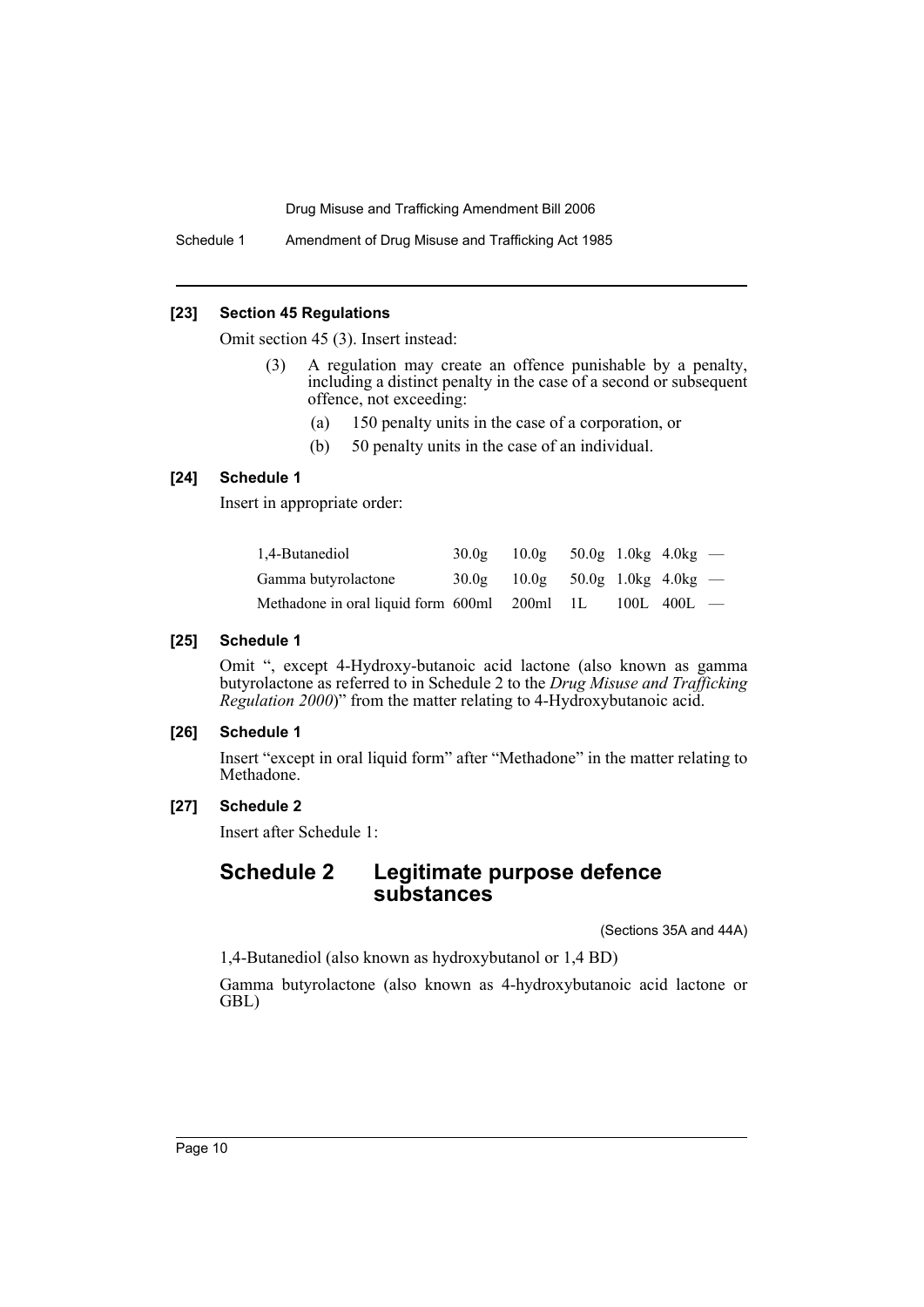**[23] Section 45 Regulations**

Omit section 45 (3). Insert instead:

(3) A regulation may create an offence punishable by a penalty, including a distinct penalty in the case of a second or subsequent offence, not exceeding:

(a) 150 penalty units in the case of a corporation, or

(b) 50 penalty units in the case of an individual.

**[24] Schedule 1**

Insert in appropriate order:

| | | | | | | |
|---|---|---|---|---|---|---|
| 1,4-Butanediol | 30.0g | 10.0g | 50.0g | 1.0kg | 4.0kg | — |
| Gamma butyrolactone | 30.0g | 10.0g | 50.0g | 1.0kg | 4.0kg | — |
| Methadone in oral liquid form | 600ml | 200ml | 1L | 100L | 400L | — |

**[25] Schedule 1**

Omit ", except 4-Hydroxy-butanoic acid lactone (also known as gamma butyrolactone as referred to in Schedule 2 to the *Drug Misuse and Trafficking Regulation 2000*)" from the matter relating to 4-Hydroxybutanoic acid.

**[26] Schedule 1**

Insert "except in oral liquid form" after "Methadone" in the matter relating to Methadone.

**[27] Schedule 2**

Insert after Schedule 1:

## Schedule 2 Legitimate purpose defence substances

(Sections 35A and 44A)

1,4-Butanediol (also known as hydroxybutanol or 1,4 BD)

Gamma butyrolactone (also known as 4-hydroxybutanoic acid lactone or GBL)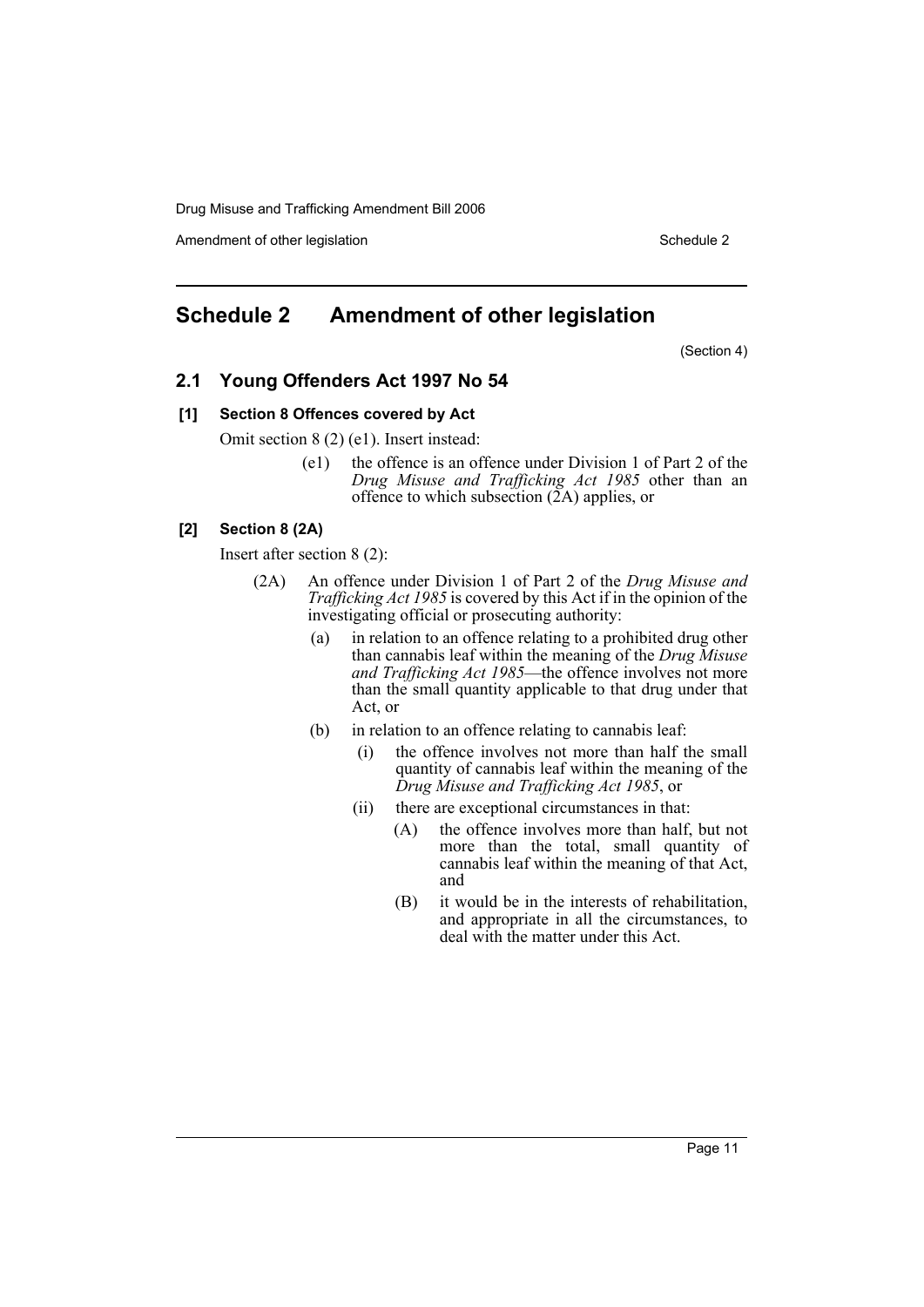## Schedule 2 Amendment of other legislation

(Section 4)

### 2.1 Young Offenders Act 1997 No 54

#### [1] Section 8 Offences covered by Act

Omit section 8 (2) (e1). Insert instead:

(e1) the offence is an offence under Division 1 of Part 2 of the *Drug Misuse and Trafficking Act 1985* other than an offence to which subsection (2A) applies, or

#### [2] Section 8 (2A)

Insert after section 8 (2):

(2A) An offence under Division 1 of Part 2 of the *Drug Misuse and Trafficking Act 1985* is covered by this Act if in the opinion of the investigating official or prosecuting authority:

- (a) in relation to an offence relating to a prohibited drug other than cannabis leaf within the meaning of the *Drug Misuse and Trafficking Act 1985*—the offence involves not more than the small quantity applicable to that drug under that Act, or
- (b) in relation to an offence relating to cannabis leaf:
  - (i) the offence involves not more than half the small quantity of cannabis leaf within the meaning of the *Drug Misuse and Trafficking Act 1985*, or
  - (ii) there are exceptional circumstances in that:
    - (A) the offence involves more than half, but not more than the total, small quantity of cannabis leaf within the meaning of that Act, and
    - (B) it would be in the interests of rehabilitation, and appropriate in all the circumstances, to deal with the matter under this Act.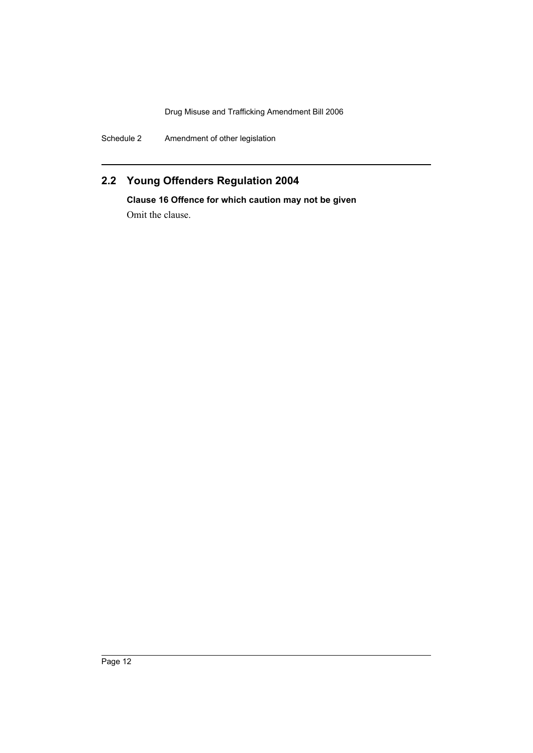## 2.2 Young Offenders Regulation 2004

**Clause 16 Offence for which caution may not be given**

Omit the clause.